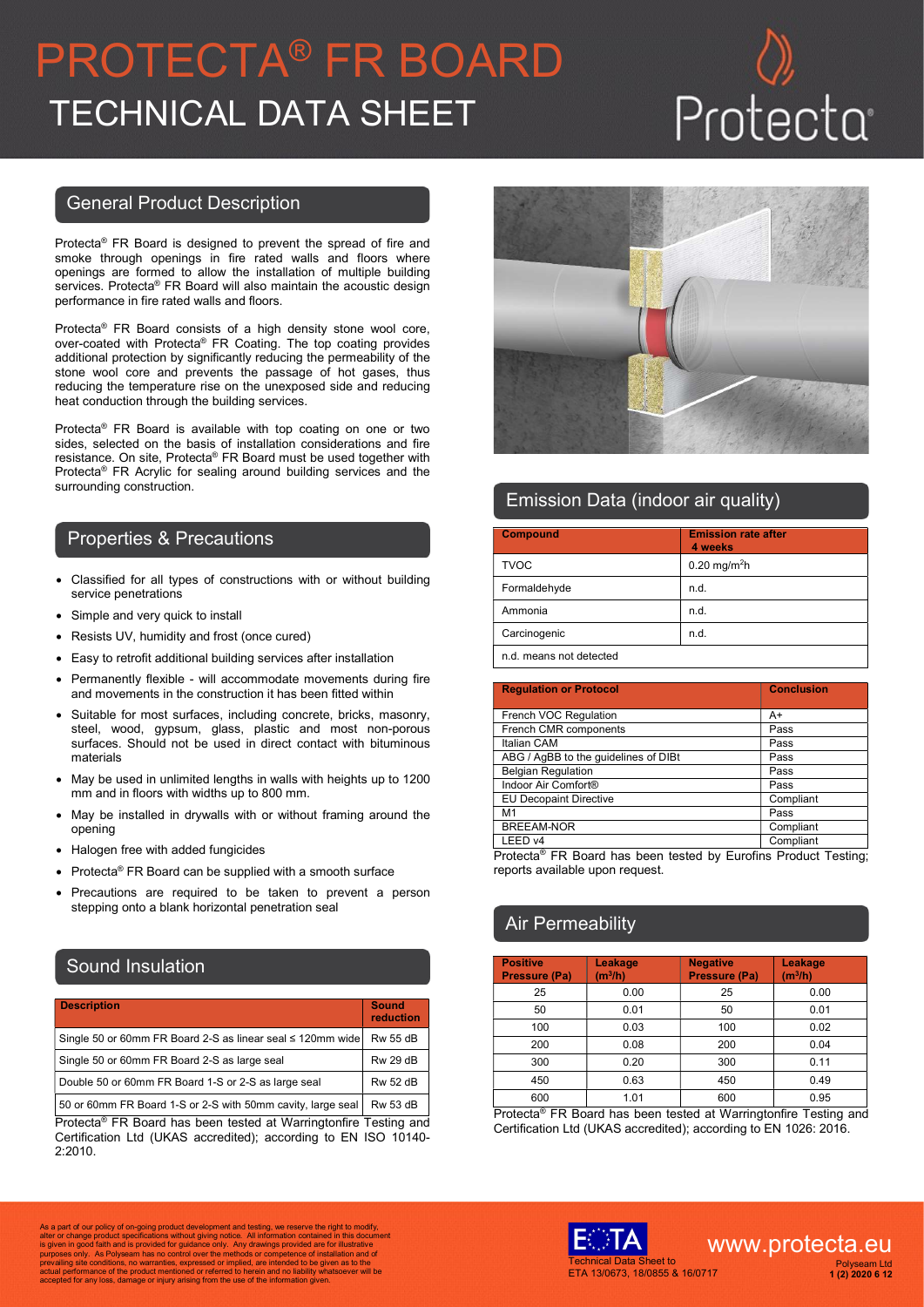# PROTECTA® FR BOARD

# TECHNICAL DATA SHEET

## General Product Description

Protecta® FR Board is designed to prevent the spread of fire and smoke through openings in fire rated walls and floors where openings are formed to allow the installation of multiple building services. Protecta® FR Board will also maintain the acoustic design performance in fire rated walls and floors.

Protecta® FR Board consists of a high density stone wool core, over-coated with Protecta® FR Coating. The top coating provides additional protection by significantly reducing the permeability of the stone wool core and prevents the passage of hot gases, thus reducing the temperature rise on the unexposed side and reducing heat conduction through the building services.

Protecta® FR Board is available with top coating on one or two sides, selected on the basis of installation considerations and fire resistance. On site, Protecta® FR Board must be used together with Protecta® FR Acrylic for sealing around building services and the surrounding construction.

## Properties & Precautions

- Classified for all types of constructions with or without building service penetrations
- Simple and very quick to install
- Resists UV, humidity and frost (once cured)
- Easy to retrofit additional building services after installation
- Permanently flexible - will accommodate movements during fire and movements in the construction it has been fitted within
- Suitable for most surfaces, including concrete, bricks, masonry, steel, wood, gypsum, glass, plastic and most non-porous surfaces. Should not be used in direct contact with bituminous materials
- May be used in unlimited lengths in walls with heights up to 1200 mm and in floors with widths up to 800 mm.
- May be installed in drywalls with or without framing around the opening
- Halogen free with added fungicides
- Protecta® FR Board can be supplied with a smooth surface
- Precautions are required to be taken to prevent a person stepping onto a blank horizontal penetration seal

## Sound Insulation

| Description | Sound reduction |
|---|---|
| Single 50 or 60mm FR Board 2-S as linear seal ≤ 120mm wide | Rw 55 dB |
| Single 50 or 60mm FR Board 2-S as large seal | Rw 29 dB |
| Double 50 or 60mm FR Board 1-S or 2-S as large seal | Rw 52 dB |
| 50 or 60mm FR Board 1-S or 2-S with 50mm cavity, large seal | Rw 53 dB |

Protecta® FR Board has been tested at Warringtonfire Testing and Certification Ltd (UKAS accredited); according to EN ISO 10140-2:2010.

## Emission Data (indoor air quality)

| Compound | Emission rate after 4 weeks |
|---|---|
| TVOC | 0.20 mg/m$^2$h |
| Formaldehyde | n.d. |
| Ammonia | n.d. |
| Carcinogenic | n.d. |
| n.d. means not detected | |

| Regulation or Protocol | Conclusion |
|---|---|
| French VOC Regulation | A+ |
| French CMR components | Pass |
| Italian CAM | Pass |
| ABG / AgBB to the guidelines of DIBt | Pass |
| Belgian Regulation | Pass |
| Indoor Air Comfort® | Pass |
| EU Decopaint Directive | Compliant |
| M1 | Pass |
| BREEAM-NOR | Compliant |
| LEED v4 | Compliant |

Protecta® FR Board has been tested by Eurofins Product Testing; reports available upon request.

## Air Permeability

| Positive Pressure (Pa) | Leakage (m$^3$/h) | Negative Pressure (Pa) | Leakage (m$^3$/h) |
|---|---|---|---|
| 25 | 0.00 | 25 | 0.00 |
| 50 | 0.01 | 50 | 0.01 |
| 100 | 0.03 | 100 | 0.02 |
| 200 | 0.08 | 200 | 0.04 |
| 300 | 0.20 | 300 | 0.11 |
| 450 | 0.63 | 450 | 0.49 |
| 600 | 1.01 | 600 | 0.95 |

Protecta® FR Board has been tested at Warringtonfire Testing and Certification Ltd (UKAS accredited); according to EN 1026: 2016.

As a part of our policy of on-going product development and testing, we reserve the right to modify, alter or change product specifications without giving notice. All information contained in this document is given in good faith and is provided for guidance only. Any drawings provided are for illustrative purposes only. As Polyseam has no control over the methods or competence of installation and of prevailing site conditions, no warranties, expressed or implied, are intended to be given as to the actual performance of the product mentioned or referred to herein and no liability whatsoever will be accepted for any loss, damage or injury arising from the use of the information given.

Technical Data Sheet to ETA 13/0673, 18/0855 & 16/0717

www.protecta.eu

Polyseam Ltd
1 (2) 2020 6 12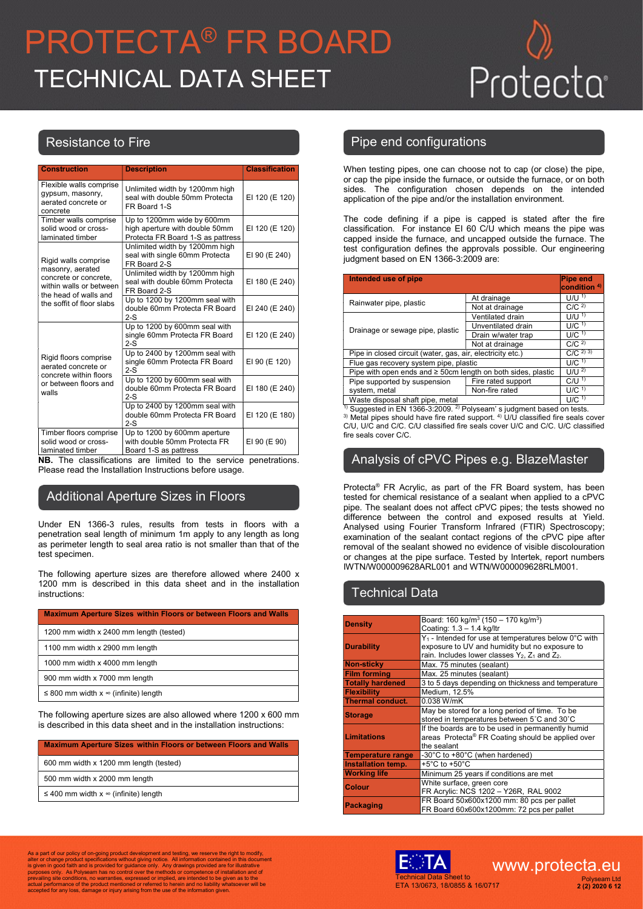# PROTECTA® FR BOARD
# TECHNICAL DATA SHEET

## Resistance to Fire

| Construction | Description | Classification |
|---|---|---|
| Flexible walls comprise gypsum, masonry, aerated concrete or concrete | Unlimited width by 1200mm high seal with double 50mm Protecta FR Board 1-S | EI 120 (E 120) |
| Timber walls comprise solid wood or cross-laminated timber | Up to 1200mm wide by 600mm high aperture with double 50mm Protecta FR Board 1-S as pattress | EI 120 (E 120) |
| Rigid walls comprise masonry, aerated concrete or concrete, within walls or between the head of walls and the soffit of floor slabs | Unlimited width by 1200mm high seal with single 60mm Protecta FR Board 2-S | EI 90 (E 240) |
| | Unlimited width by 1200mm high seal with double 60mm Protecta FR Board 2-S | EI 180 (E 240) |
| | Up to 1200 by 1200mm seal with double 60mm Protecta FR Board 2-S | EI 240 (E 240) |
| Rigid floors comprise aerated concrete or concrete within floors or between floors and walls | Up to 1200 by 600mm seal with single 60mm Protecta FR Board 2-S | EI 120 (E 240) |
| | Up to 2400 by 1200mm seal with single 60mm Protecta FR Board 2-S | EI 90 (E 120) |
| | Up to 1200 by 600mm seal with double 60mm Protecta FR Board 2-S | EI 180 (E 240) |
| | Up to 2400 by 1200mm seal with double 60mm Protecta FR Board 2-S | EI 120 (E 180) |
| Timber floors comprise solid wood or cross-laminated timber | Up to 1200 by 600mm aperture with double 50mm Protecta FR Board 1-S as pattress | EI 90 (E 90) |

**NB.** The classifications are limited to the service penetrations. Please read the Installation Instructions before usage.

## Additional Aperture Sizes in Floors

Under EN 1366-3 rules, results from tests in floors with a penetration seal length of minimum 1m apply to any length as long as perimeter length to seal area ratio is not smaller than that of the test specimen.

The following aperture sizes are therefore allowed where 2400 x 1200 mm is described in this data sheet and in the installation instructions:

| Maximum Aperture Sizes within Floors or between Floors and Walls |
|---|
| 1200 mm width x 2400 mm length (tested) |
| 1100 mm width x 2900 mm length |
| 1000 mm width x 4000 mm length |
| 900 mm width x 7000 mm length |
| ≤ 800 mm width x ∞ (infinite) length |

The following aperture sizes are also allowed where 1200 x 600 mm is described in this data sheet and in the installation instructions:

| Maximum Aperture Sizes within Floors or between Floors and Walls |
|---|
| 600 mm width x 1200 mm length (tested) |
| 500 mm width x 2000 mm length |
| ≤ 400 mm width x ∞ (infinite) length |

## Pipe end configurations

When testing pipes, one can choose not to cap (or close) the pipe, or cap the pipe inside the furnace, or outside the furnace, or on both sides. The configuration chosen depends on the intended application of the pipe and/or the installation environment.

The code defining if a pipe is capped is stated after the fire classification. For instance EI 60 C/U which means the pipe was capped inside the furnace, and uncapped outside the furnace. The test configuration defines the approvals possible. Our engineering judgment based on EN 1366-3:2009 are:

| Intended use of pipe | | Pipe end condition [4] |
|---|---|---|
| Rainwater pipe, plastic | At drainage | U/U [1] |
| | Not at drainage | C/C [2] |
| Drainage or sewage pipe, plastic | Ventilated drain | U/U [1] |
| | Unventilated drain | U/C [1] |
| | Drain w/water trap | U/C [1] |
| | Not at drainage | C/C [2] |
| Pipe in closed circuit (water, gas, air, electricity etc.) | | C/C [2) 3)] |
| Flue gas recovery system pipe, plastic | | U/C [1] |
| Pipe with open ends and ≥ 50cm length on both sides, plastic | | U/U [2] |
| Pipe supported by suspension system, metal | Fire rated support | C/U [1] |
| | Non-fire rated | U/C [1] |
| Waste disposal shaft pipe, metal | | U/C [1] |

[1] Suggested in EN 1366-3:2009. [2] Polyseam' s judgment based on tests. [3] Metal pipes should have fire rated support. [4] U/U classified fire seals cover C/U, U/C and C/C. C/U classified fire seals cover U/C and C/C. U/C classified fire seals cover C/C.

## Analysis of cPVC Pipes e.g. BlazeMaster

Protecta® FR Acrylic, as part of the FR Board system, has been tested for chemical resistance of a sealant when applied to a cPVC pipe. The sealant does not affect cPVC pipes; the tests showed no difference between the control and exposed results at Yield. Analysed using Fourier Transform Infrared (FTIR) Spectroscopy; examination of the sealant contact regions of the cPVC pipe after removal of the sealant showed no evidence of visible discolouration or changes at the pipe surface. Tested by Intertek, report numbers IWTN/W000009628ARL001 and WTN/W000009628RLM001.

## Technical Data

| | |
|---|---|
| **Density** | Board: 160 kg/m³ (150 – 170 kg/m³)<br>Coating: 1.3 – 1.4 kg/ltr |
| **Durability** | $Y_1$ - Intended for use at temperatures below 0°C with exposure to UV and humidity but no exposure to rain. Includes lower classes $Y_2$, $Z_1$ and $Z_2$. |
| **Non-sticky** | Max. 75 minutes (sealant) |
| **Film forming** | Max. 25 minutes (sealant) |
| **Totally hardened** | 3 to 5 days depending on thickness and temperature |
| **Flexibility** | Medium, 12.5% |
| **Thermal conduct.** | 0.038 W/mK |
| **Storage** | May be stored for a long period of time. To be stored in temperatures between 5˚C and 30˚C |
| **Limitations** | If the boards are to be used in permanently humid areas Protecta® FR Coating should be applied over the sealant |
| **Temperature range** | -30°C to +80°C (when hardened) |
| **Installation temp.** | +5°C to +50°C |
| **Working life** | Minimum 25 years if conditions are met |
| **Colour** | White surface, green core<br>FR Acrylic: NCS 1202 – Y26R, RAL 9002 |
| **Packaging** | FR Board 50x600x1200 mm: 80 pcs per pallet<br>FR Board 60x600x1200mm: 72 pcs per pallet |

As a part of our policy of on-going product development and testing, we reserve the right to modify, alter or change product specifications without giving notice. All information contained in this document is given in good faith and is provided for guidance only. Any drawings provided are for illustrative purposes only. As Polyseam has no control over the methods or competence of installation and of prevailing site conditions, no warranties, expressed or implied, are intended to be given as to the actual performance of the product mentioned or referred to herein and no liability whatsoever will be accepted for any loss, damage or injury arising from the use of the information given.

Technical Data Sheet to ETA 13/0673, 18/0855 & 16/0717

www.protecta.eu

Polyseam Ltd
2 (2) 2020 6 12